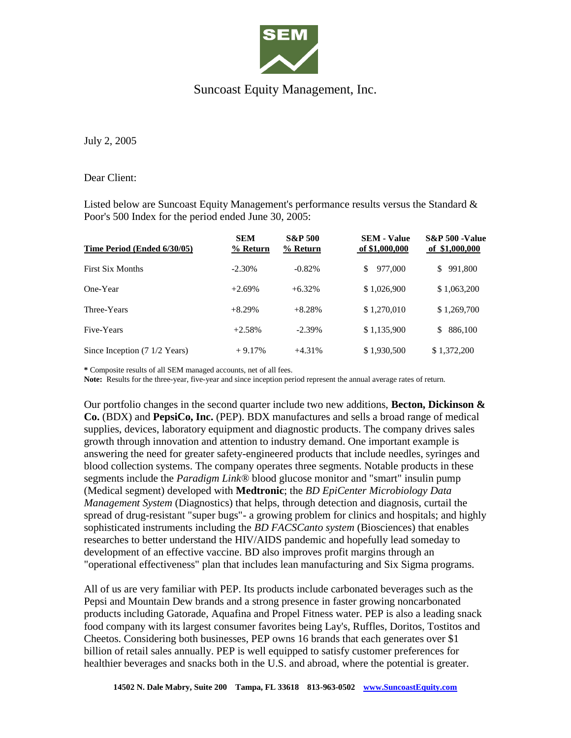# Suncoast Equity Management, Inc.

July 2, 2005

Dear Client:

Listed below are Suncoast Equity Management's performance results versus the Standard & Poor's 500 Index for the period ended June 30, 2005:

| Time Period (Ended 6/30/05) | SEM % Return | S&P 500 % Return | SEM - Value of $1,000,000 | S&P 500 -Value of $1,000,000 |
|---|---|---|---|---|
| First Six Months | -2.30% | -0.82% | $ 977,000 | $ 991,800 |
| One-Year | +2.69% | +6.32% | $ 1,026,900 | $ 1,063,200 |
| Three-Years | +8.29% | +8.28% | $ 1,270,010 | $ 1,269,700 |
| Five-Years | +2.58% | -2.39% | $ 1,135,900 | $ 886,100 |
| Since Inception (7 1/2 Years) | + 9.17% | +4.31% | $ 1,930,500 | $ 1,372,200 |

**\*** Composite results of all SEM managed accounts, net of all fees.
**Note:** Results for the three-year, five-year and since inception period represent the annual average rates of return.

Our portfolio changes in the second quarter include two new additions, **Becton, Dickinson & Co.** (BDX) and **PepsiCo, Inc.** (PEP). BDX manufactures and sells a broad range of medical supplies, devices, laboratory equipment and diagnostic products. The company drives sales growth through innovation and attention to industry demand. One important example is answering the need for greater safety-engineered products that include needles, syringes and blood collection systems. The company operates three segments. Notable products in these segments include the *Paradigm Link®* blood glucose monitor and "smart" insulin pump (Medical segment) developed with **Medtronic**; the *BD EpiCenter Microbiology Data Management System* (Diagnostics) that helps, through detection and diagnosis, curtail the spread of drug-resistant "super bugs"- a growing problem for clinics and hospitals; and highly sophisticated instruments including the *BD FACSCanto system* (Biosciences) that enables researches to better understand the HIV/AIDS pandemic and hopefully lead someday to development of an effective vaccine. BD also improves profit margins through an "operational effectiveness" plan that includes lean manufacturing and Six Sigma programs.

All of us are very familiar with PEP. Its products include carbonated beverages such as the Pepsi and Mountain Dew brands and a strong presence in faster growing noncarbonated products including Gatorade, Aquafina and Propel Fitness water. PEP is also a leading snack food company with its largest consumer favorites being Lay's, Ruffles, Doritos, Tostitos and Cheetos. Considering both businesses, PEP owns 16 brands that each generates over $1 billion of retail sales annually. PEP is well equipped to satisfy customer preferences for healthier beverages and snacks both in the U.S. and abroad, where the potential is greater.

**14502 N. Dale Mabry, Suite 200 Tampa, FL 33618 813-963-0502 www.SuncoastEquity.com**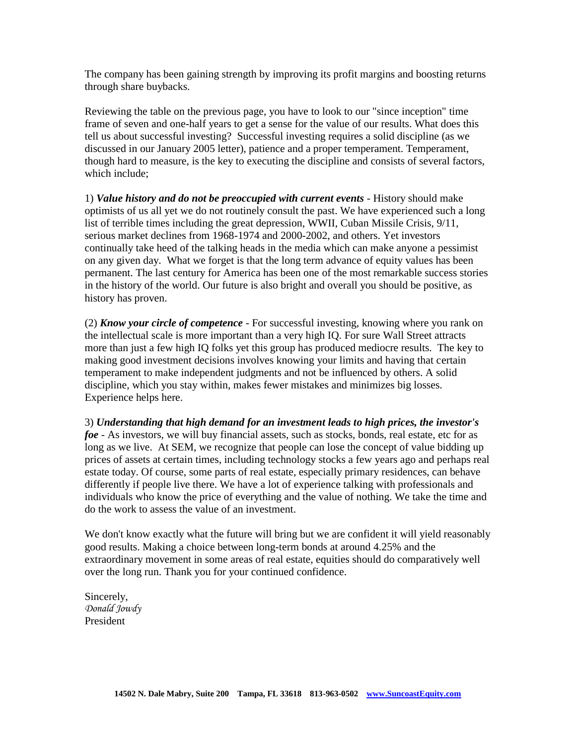The company has been gaining strength by improving its profit margins and boosting returns through share buybacks.

Reviewing the table on the previous page, you have to look to our "since inception" time frame of seven and one-half years to get a sense for the value of our results. What does this tell us about successful investing? Successful investing requires a solid discipline (as we discussed in our January 2005 letter), patience and a proper temperament. Temperament, though hard to measure, is the key to executing the discipline and consists of several factors, which include;

1) ***Value history and do not be preoccupied with current events*** - History should make optimists of us all yet we do not routinely consult the past. We have experienced such a long list of terrible times including the great depression, WWII, Cuban Missile Crisis, 9/11, serious market declines from 1968-1974 and 2000-2002, and others. Yet investors continually take heed of the talking heads in the media which can make anyone a pessimist on any given day. What we forget is that the long term advance of equity values has been permanent. The last century for America has been one of the most remarkable success stories in the history of the world. Our future is also bright and overall you should be positive, as history has proven.

(2) ***Know your circle of competence*** - For successful investing, knowing where you rank on the intellectual scale is more important than a very high IQ. For sure Wall Street attracts more than just a few high IQ folks yet this group has produced mediocre results. The key to making good investment decisions involves knowing your limits and having that certain temperament to make independent judgments and not be influenced by others. A solid discipline, which you stay within, makes fewer mistakes and minimizes big losses. Experience helps here.

3) ***Understanding that high demand for an investment leads to high prices, the investor's foe*** - As investors, we will buy financial assets, such as stocks, bonds, real estate, etc for as long as we live. At SEM, we recognize that people can lose the concept of value bidding up prices of assets at certain times, including technology stocks a few years ago and perhaps real estate today. Of course, some parts of real estate, especially primary residences, can behave differently if people live there. We have a lot of experience talking with professionals and individuals who know the price of everything and the value of nothing. We take the time and do the work to assess the value of an investment.

We don't know exactly what the future will bring but we are confident it will yield reasonably good results. Making a choice between long-term bonds at around 4.25% and the extraordinary movement in some areas of real estate, equities should do comparatively well over the long run. Thank you for your continued confidence.

Sincerely,
*Donald Jowdy*
President

**14502 N. Dale Mabry, Suite 200 Tampa, FL 33618 813-963-0502 www.SuncoastEquity.com**